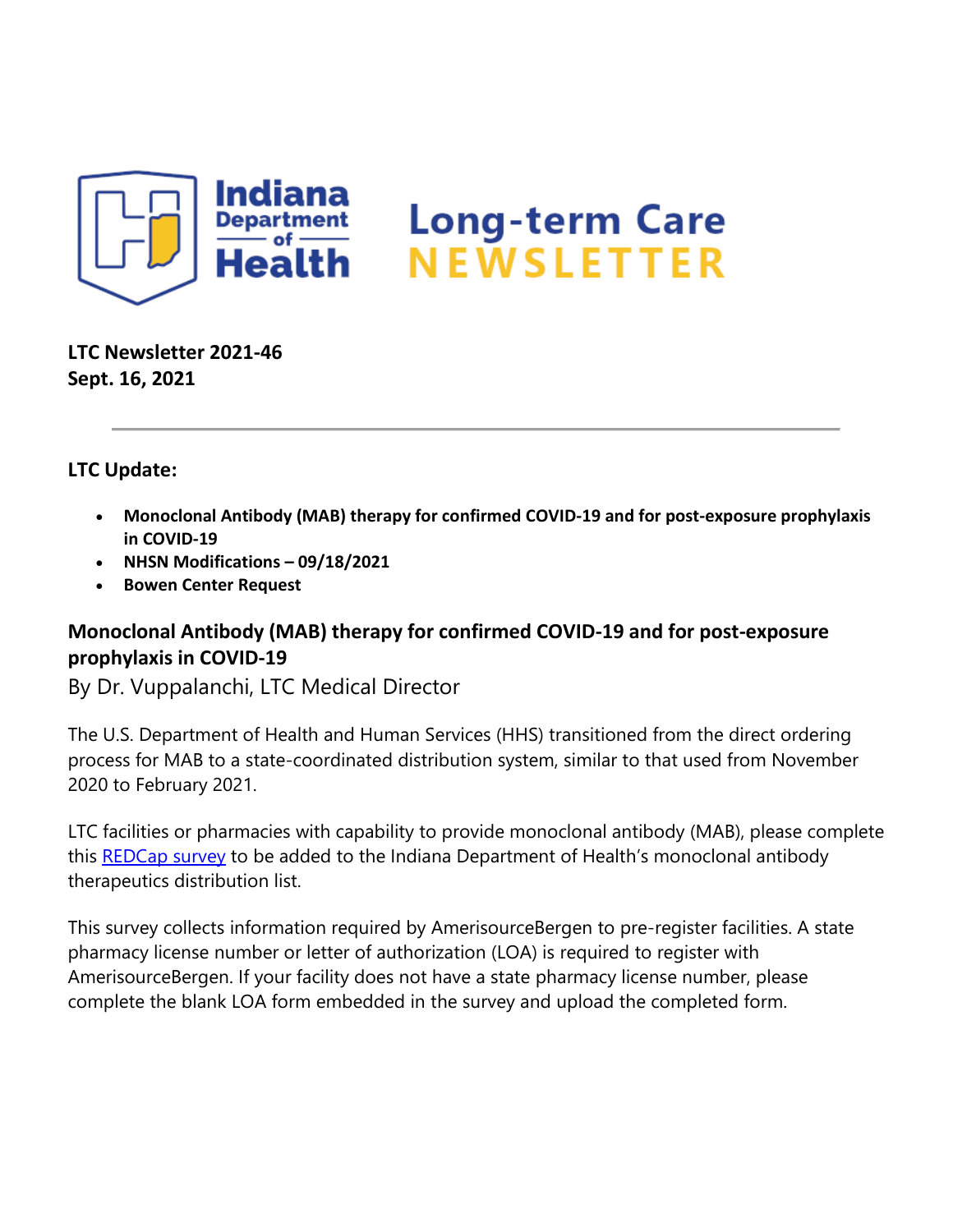# Indiana Department of Health Long-term Care NEWSLETTER

**LTC Newsletter 2021-46**
**Sept. 16, 2021**

---

**LTC Update:**

- **Monoclonal Antibody (MAB) therapy for confirmed COVID-19 and for post-exposure prophylaxis in COVID-19**
- **NHSN Modifications – 09/18/2021**
- **Bowen Center Request**

## Monoclonal Antibody (MAB) therapy for confirmed COVID-19 and for post-exposure prophylaxis in COVID-19

By Dr. Vuppalanchi, LTC Medical Director

The U.S. Department of Health and Human Services (HHS) transitioned from the direct ordering process for MAB to a state-coordinated distribution system, similar to that used from November 2020 to February 2021.

LTC facilities or pharmacies with capability to provide monoclonal antibody (MAB), please complete this REDCap survey to be added to the Indiana Department of Health's monoclonal antibody therapeutics distribution list.

This survey collects information required by AmerisourceBergen to pre-register facilities. A state pharmacy license number or letter of authorization (LOA) is required to register with AmerisourceBergen. If your facility does not have a state pharmacy license number, please complete the blank LOA form embedded in the survey and upload the completed form.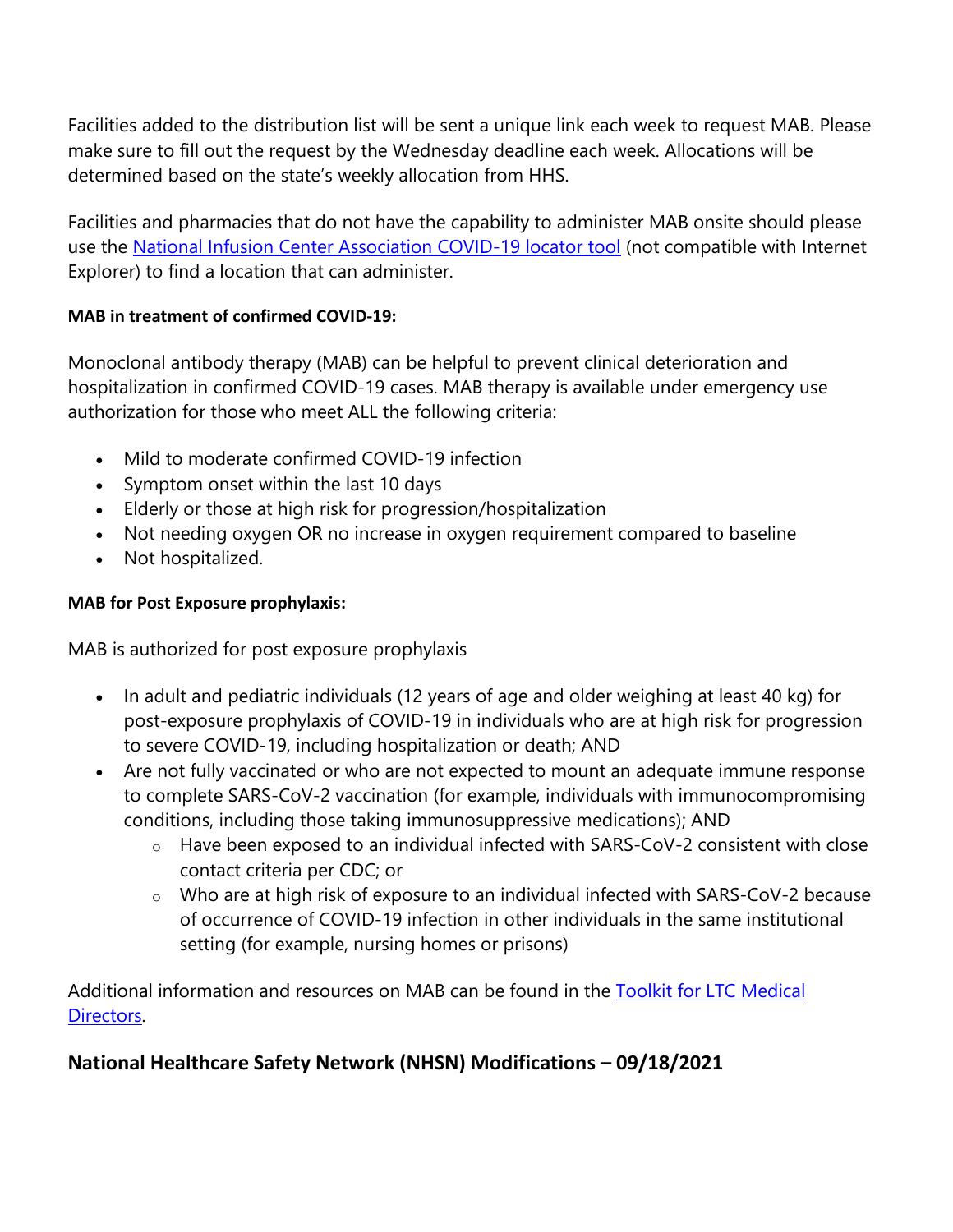Facilities added to the distribution list will be sent a unique link each week to request MAB. Please make sure to fill out the request by the Wednesday deadline each week. Allocations will be determined based on the state's weekly allocation from HHS.

Facilities and pharmacies that do not have the capability to administer MAB onsite should please use the [National Infusion Center Association COVID-19 locator tool] (not compatible with Internet Explorer) to find a location that can administer.

**MAB in treatment of confirmed COVID-19:**

Monoclonal antibody therapy (MAB) can be helpful to prevent clinical deterioration and hospitalization in confirmed COVID-19 cases. MAB therapy is available under emergency use authorization for those who meet ALL the following criteria:

- Mild to moderate confirmed COVID-19 infection
- Symptom onset within the last 10 days
- Elderly or those at high risk for progression/hospitalization
- Not needing oxygen OR no increase in oxygen requirement compared to baseline
- Not hospitalized.

**MAB for Post Exposure prophylaxis:**

MAB is authorized for post exposure prophylaxis

- In adult and pediatric individuals (12 years of age and older weighing at least 40 kg) for post-exposure prophylaxis of COVID-19 in individuals who are at high risk for progression to severe COVID-19, including hospitalization or death; AND
- Are not fully vaccinated or who are not expected to mount an adequate immune response to complete SARS-CoV-2 vaccination (for example, individuals with immunocompromising conditions, including those taking immunosuppressive medications); AND
  - Have been exposed to an individual infected with SARS-CoV-2 consistent with close contact criteria per CDC; or
  - Who are at high risk of exposure to an individual infected with SARS-CoV-2 because of occurrence of COVID-19 infection in other individuals in the same institutional setting (for example, nursing homes or prisons)

Additional information and resources on MAB can be found in the [Toolkit for LTC Medical Directors].

## National Healthcare Safety Network (NHSN) Modifications – 09/18/2021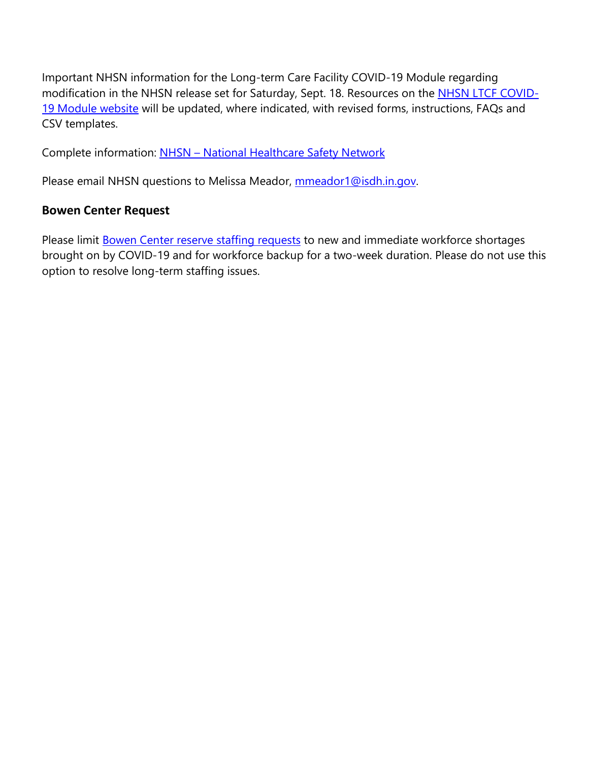Important NHSN information for the Long-term Care Facility COVID-19 Module regarding modification in the NHSN release set for Saturday, Sept. 18. Resources on the NHSN LTCF COVID-19 Module website will be updated, where indicated, with revised forms, instructions, FAQs and CSV templates.

Complete information: NHSN – National Healthcare Safety Network

Please email NHSN questions to Melissa Meador, mmeador1@isdh.in.gov.

### Bowen Center Request

Please limit Bowen Center reserve staffing requests to new and immediate workforce shortages brought on by COVID-19 and for workforce backup for a two-week duration. Please do not use this option to resolve long-term staffing issues.